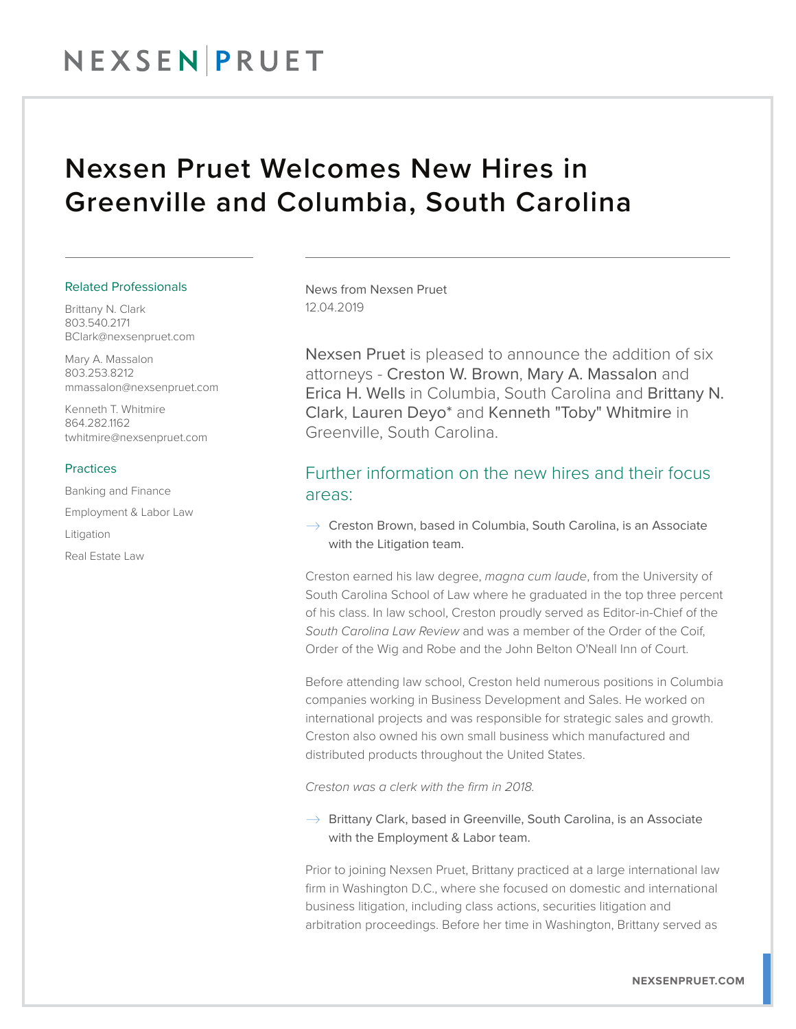# Nexsen Pruet Welcomes New Hires in Greenville and Columbia, South Carolina

### Related Professionals

Brittany N. Clark
803.540.2171
BClark@nexsenpruet.com

Mary A. Massalon
803.253.8212
mmassalon@nexsenpruet.com

Kenneth T. Whitmire
864.282.1162
twhitmire@nexsenpruet.com

### Practices

Banking and Finance

Employment & Labor Law

Litigation

Real Estate Law

News from Nexsen Pruet
12.04.2019

Nexsen Pruet is pleased to announce the addition of six attorneys - Creston W. Brown, Mary A. Massalon and Erica H. Wells in Columbia, South Carolina and Brittany N. Clark, Lauren Deyo* and Kenneth "Toby" Whitmire in Greenville, South Carolina.

## Further information on the new hires and their focus areas:

- Creston Brown, based in Columbia, South Carolina, is an Associate with the Litigation team.

Creston earned his law degree, *magna cum laude*, from the University of South Carolina School of Law where he graduated in the top three percent of his class. In law school, Creston proudly served as Editor-in-Chief of the *South Carolina Law Review* and was a member of the Order of the Coif, Order of the Wig and Robe and the John Belton O'Neall Inn of Court.

Before attending law school, Creston held numerous positions in Columbia companies working in Business Development and Sales. He worked on international projects and was responsible for strategic sales and growth. Creston also owned his own small business which manufactured and distributed products throughout the United States.

*Creston was a clerk with the firm in 2018.*

- Brittany Clark, based in Greenville, South Carolina, is an Associate with the Employment & Labor team.

Prior to joining Nexsen Pruet, Brittany practiced at a large international law firm in Washington D.C., where she focused on domestic and international business litigation, including class actions, securities litigation and arbitration proceedings. Before her time in Washington, Brittany served as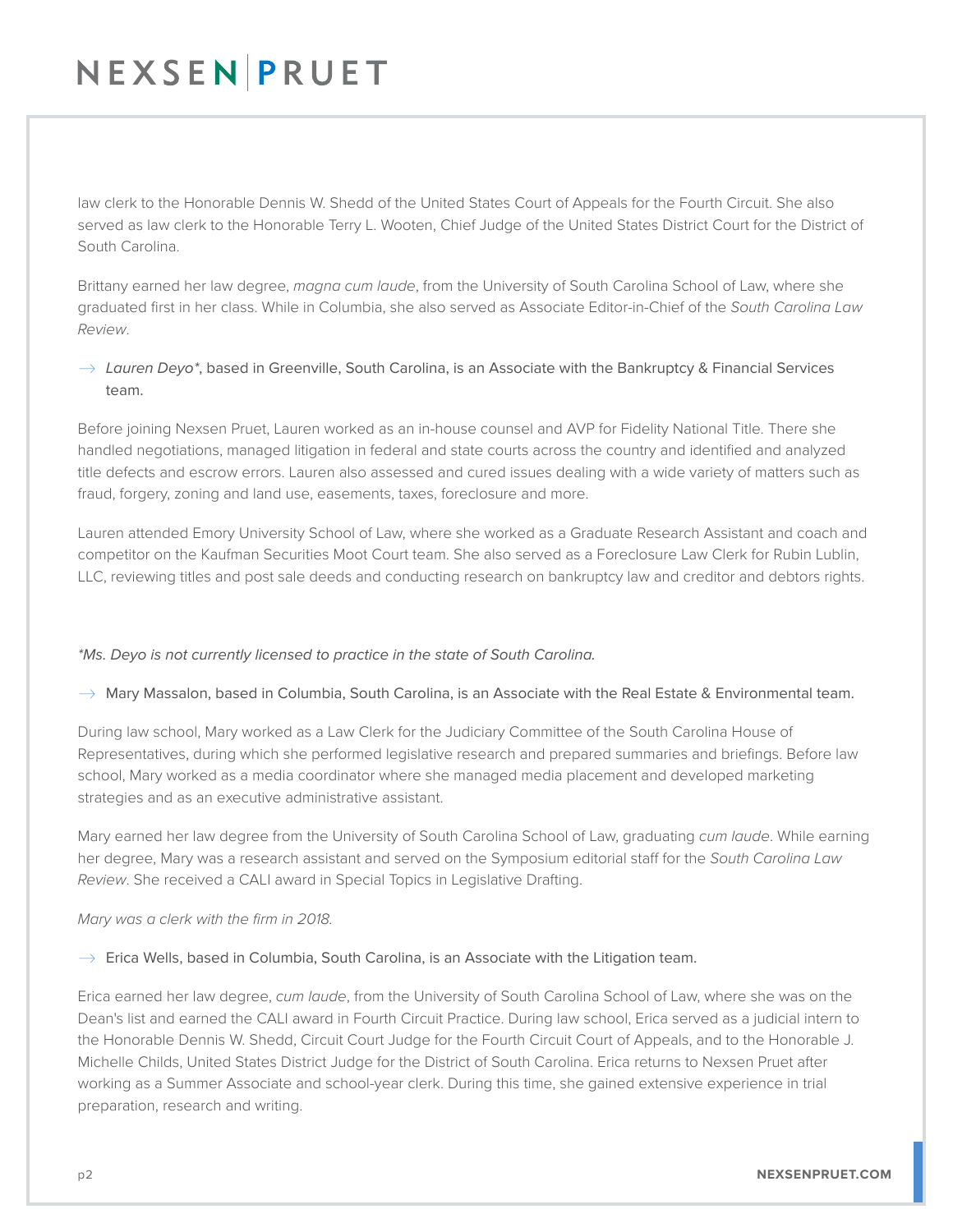law clerk to the Honorable Dennis W. Shedd of the United States Court of Appeals for the Fourth Circuit. She also served as law clerk to the Honorable Terry L. Wooten, Chief Judge of the United States District Court for the District of South Carolina.

Brittany earned her law degree, *magna cum laude*, from the University of South Carolina School of Law, where she graduated first in her class. While in Columbia, she also served as Associate Editor-in-Chief of the *South Carolina Law Review*.

→ *Lauren Deyo**, based in Greenville, South Carolina, is an Associate with the Bankruptcy & Financial Services team.

Before joining Nexsen Pruet, Lauren worked as an in-house counsel and AVP for Fidelity National Title. There she handled negotiations, managed litigation in federal and state courts across the country and identified and analyzed title defects and escrow errors. Lauren also assessed and cured issues dealing with a wide variety of matters such as fraud, forgery, zoning and land use, easements, taxes, foreclosure and more.

Lauren attended Emory University School of Law, where she worked as a Graduate Research Assistant and coach and competitor on the Kaufman Securities Moot Court team. She also served as a Foreclosure Law Clerk for Rubin Lublin, LLC, reviewing titles and post sale deeds and conducting research on bankruptcy law and creditor and debtors rights.

*\*Ms. Deyo is not currently licensed to practice in the state of South Carolina.*

→ Mary Massalon, based in Columbia, South Carolina, is an Associate with the Real Estate & Environmental team.

During law school, Mary worked as a Law Clerk for the Judiciary Committee of the South Carolina House of Representatives, during which she performed legislative research and prepared summaries and briefings. Before law school, Mary worked as a media coordinator where she managed media placement and developed marketing strategies and as an executive administrative assistant.

Mary earned her law degree from the University of South Carolina School of Law, graduating *cum laude*. While earning her degree, Mary was a research assistant and served on the Symposium editorial staff for the *South Carolina Law Review*. She received a CALI award in Special Topics in Legislative Drafting.

*Mary was a clerk with the firm in 2018.*

→ Erica Wells, based in Columbia, South Carolina, is an Associate with the Litigation team.

Erica earned her law degree, *cum laude*, from the University of South Carolina School of Law, where she was on the Dean's list and earned the CALI award in Fourth Circuit Practice. During law school, Erica served as a judicial intern to the Honorable Dennis W. Shedd, Circuit Court Judge for the Fourth Circuit Court of Appeals, and to the Honorable J. Michelle Childs, United States District Judge for the District of South Carolina. Erica returns to Nexsen Pruet after working as a Summer Associate and school-year clerk. During this time, she gained extensive experience in trial preparation, research and writing.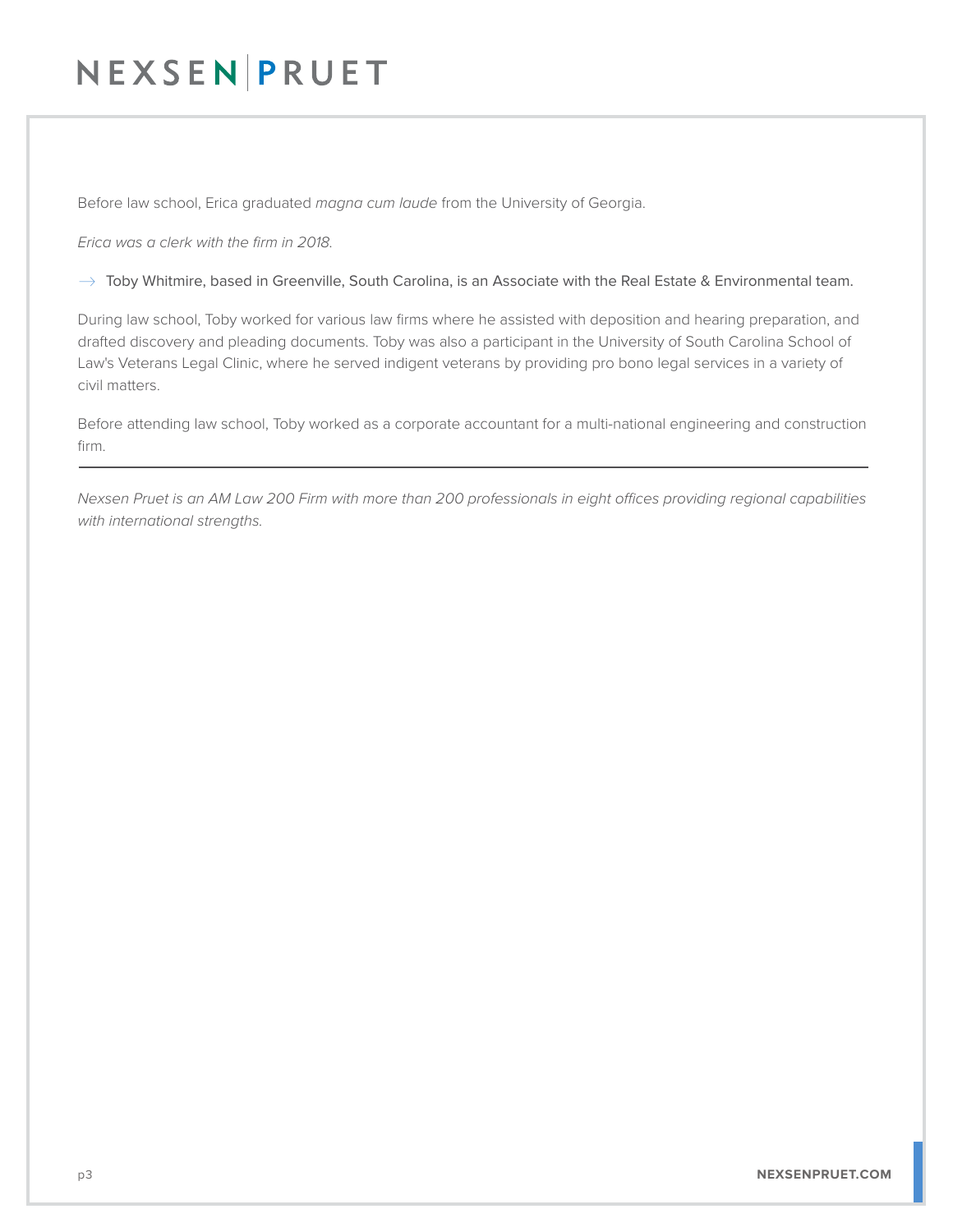Before law school, Erica graduated *magna cum laude* from the University of Georgia.

*Erica was a clerk with the firm in 2018.*

→ Toby Whitmire, based in Greenville, South Carolina, is an Associate with the Real Estate & Environmental team.

During law school, Toby worked for various law firms where he assisted with deposition and hearing preparation, and drafted discovery and pleading documents. Toby was also a participant in the University of South Carolina School of Law's Veterans Legal Clinic, where he served indigent veterans by providing pro bono legal services in a variety of civil matters.

Before attending law school, Toby worked as a corporate accountant for a multi-national engineering and construction firm.

---

*Nexsen Pruet is an AM Law 200 Firm with more than 200 professionals in eight offices providing regional capabilities with international strengths.*